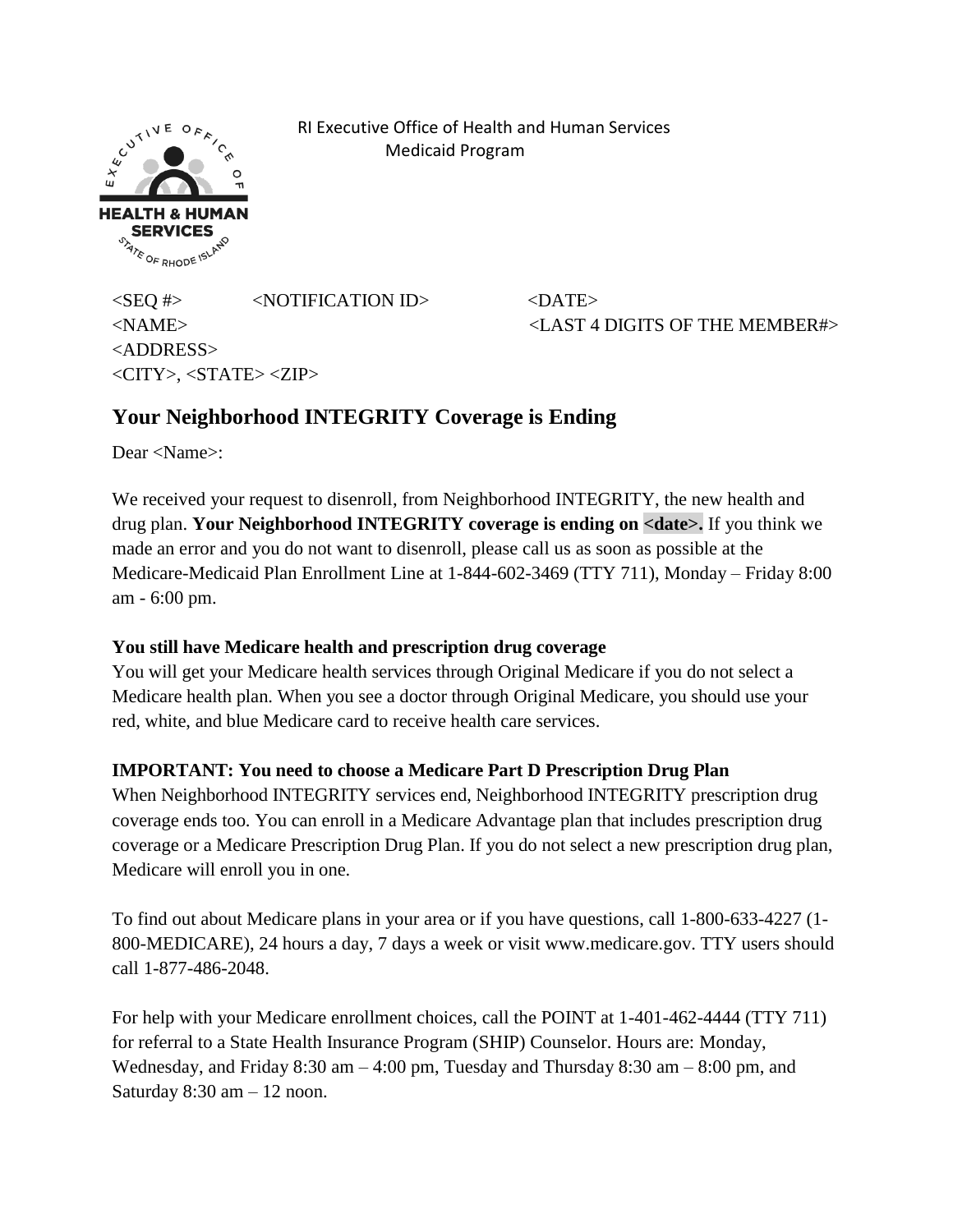RI Executive Office of Health and Human Services
Medicaid Program

<SEQ #> <NOTIFICATION ID> <DATE>
<NAME> <LAST 4 DIGITS OF THE MEMBER#>
<ADDRESS>
<CITY>, <STATE> <ZIP>

# Your Neighborhood INTEGRITY Coverage is Ending

Dear <Name>:

We received your request to disenroll, from Neighborhood INTEGRITY, the new health and drug plan. **Your Neighborhood INTEGRITY coverage is ending on <date>.** If you think we made an error and you do not want to disenroll, please call us as soon as possible at the Medicare-Medicaid Plan Enrollment Line at 1-844-602-3469 (TTY 711), Monday – Friday 8:00 am - 6:00 pm.

**You still have Medicare health and prescription drug coverage**
You will get your Medicare health services through Original Medicare if you do not select a Medicare health plan. When you see a doctor through Original Medicare, you should use your red, white, and blue Medicare card to receive health care services.

**IMPORTANT: You need to choose a Medicare Part D Prescription Drug Plan**
When Neighborhood INTEGRITY services end, Neighborhood INTEGRITY prescription drug coverage ends too. You can enroll in a Medicare Advantage plan that includes prescription drug coverage or a Medicare Prescription Drug Plan. If you do not select a new prescription drug plan, Medicare will enroll you in one.

To find out about Medicare plans in your area or if you have questions, call 1-800-633-4227 (1-800-MEDICARE), 24 hours a day, 7 days a week or visit www.medicare.gov. TTY users should call 1-877-486-2048.

For help with your Medicare enrollment choices, call the POINT at 1-401-462-4444 (TTY 711) for referral to a State Health Insurance Program (SHIP) Counselor. Hours are: Monday, Wednesday, and Friday 8:30 am – 4:00 pm, Tuesday and Thursday 8:30 am – 8:00 pm, and Saturday 8:30 am – 12 noon.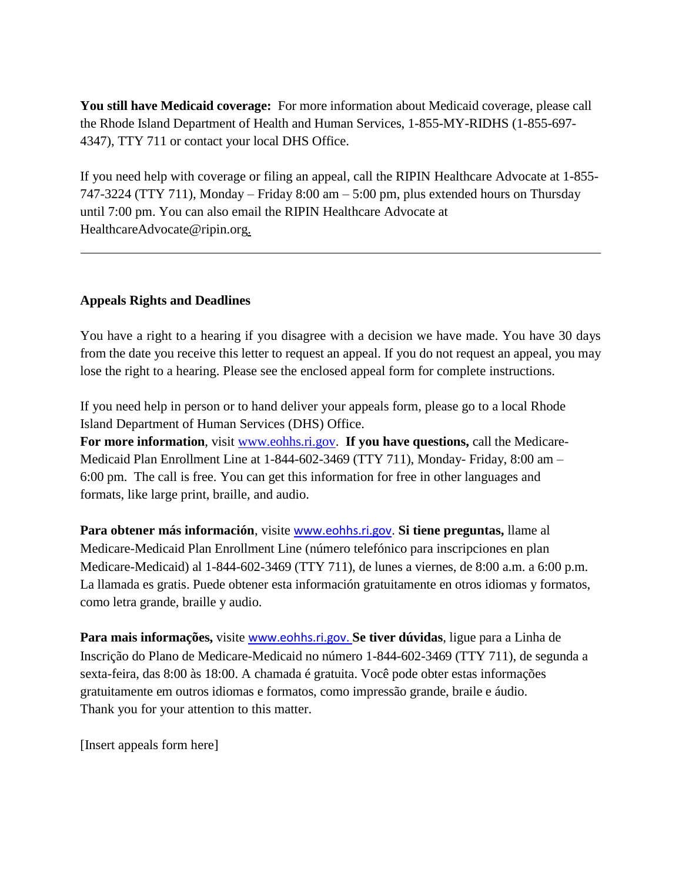**You still have Medicaid coverage:** For more information about Medicaid coverage, please call the Rhode Island Department of Health and Human Services, 1-855-MY-RIDHS (1-855-697-4347), TTY 711 or contact your local DHS Office.

If you need help with coverage or filing an appeal, call the RIPIN Healthcare Advocate at 1-855-747-3224 (TTY 711), Monday – Friday 8:00 am – 5:00 pm, plus extended hours on Thursday until 7:00 pm. You can also email the RIPIN Healthcare Advocate at HealthcareAdvocate@ripin.org.

---

**Appeals Rights and Deadlines**

You have a right to a hearing if you disagree with a decision we have made. You have 30 days from the date you receive this letter to request an appeal. If you do not request an appeal, you may lose the right to a hearing. Please see the enclosed appeal form for complete instructions.

If you need help in person or to hand deliver your appeals form, please go to a local Rhode Island Department of Human Services (DHS) Office.
**For more information**, visit www.eohhs.ri.gov. **If you have questions,** call the Medicare-Medicaid Plan Enrollment Line at 1-844-602-3469 (TTY 711), Monday- Friday, 8:00 am – 6:00 pm. The call is free. You can get this information for free in other languages and formats, like large print, braille, and audio.

**Para obtener más información**, visite www.eohhs.ri.gov. **Si tiene preguntas,** llame al Medicare-Medicaid Plan Enrollment Line (número telefónico para inscripciones en plan Medicare-Medicaid) al 1-844-602-3469 (TTY 711), de lunes a viernes, de 8:00 a.m. a 6:00 p.m. La llamada es gratis. Puede obtener esta información gratuitamente en otros idiomas y formatos, como letra grande, braille y audio.

**Para mais informações,** visite www.eohhs.ri.gov. **Se tiver dúvidas**, ligue para a Linha de Inscrição do Plano de Medicare-Medicaid no número 1-844-602-3469 (TTY 711), de segunda a sexta-feira, das 8:00 às 18:00. A chamada é gratuita. Você pode obter estas informações gratuitamente em outros idiomas e formatos, como impressão grande, braile e áudio.
Thank you for your attention to this matter.

[Insert appeals form here]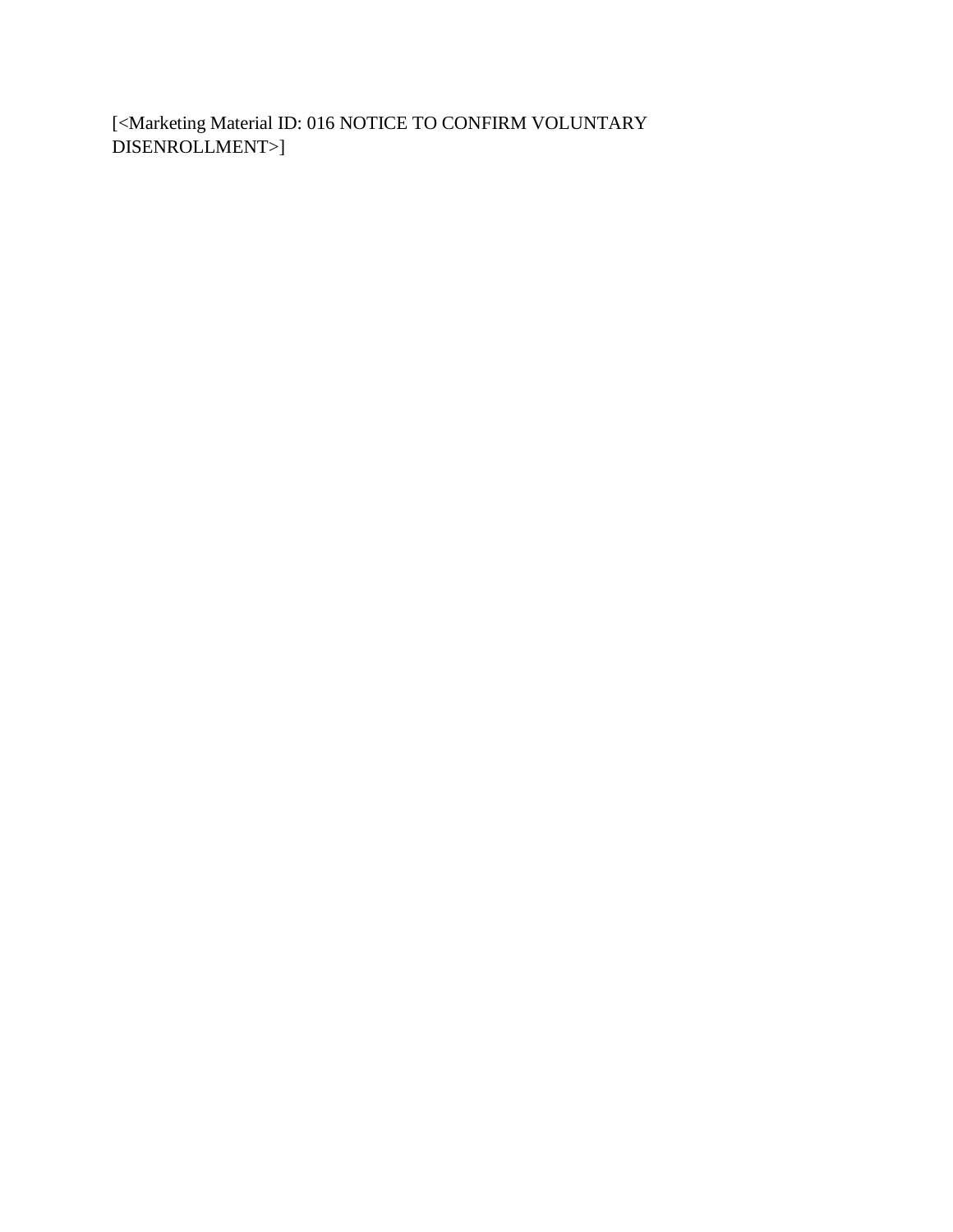[<Marketing Material ID: 016 NOTICE TO CONFIRM VOLUNTARY DISENROLLMENT>]